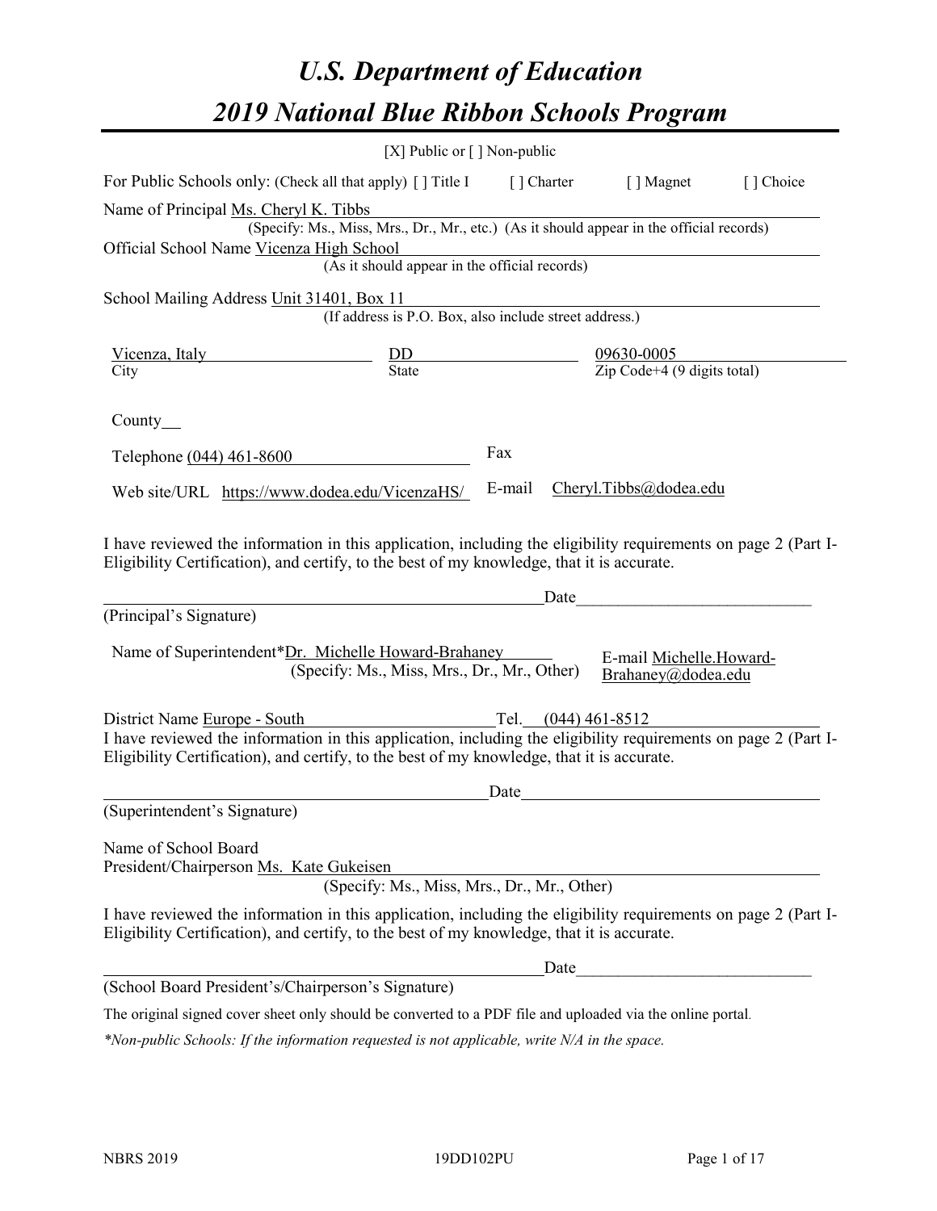# U.S. Department of Education

# 2019 National Blue Ribbon Schools Program

[X] Public or [ ] Non-public

For Public Schools only: (Check all that apply) [ ] Title I [ ] Charter [ ] Magnet [ ] Choice

Name of Principal Ms. Cheryl K. Tibbs
(Specify: Ms., Miss, Mrs., Dr., Mr., etc.) (As it should appear in the official records)

Official School Name Vicenza High School
(As it should appear in the official records)

School Mailing Address Unit 31401, Box 11
(If address is P.O. Box, also include street address.)

Vicenza, Italy
City

DD
State

09630-0005
Zip Code+4 (9 digits total)

County

Telephone (044) 461-8600

Fax

Web site/URL https://www.dodea.edu/VicenzaHS/

E-mail Cheryl.Tibbs@dodea.edu

I have reviewed the information in this application, including the eligibility requirements on page 2 (Part I-Eligibility Certification), and certify, to the best of my knowledge, that it is accurate.

_______________________________________________ Date_________________________
(Principal's Signature)

Name of Superintendent*Dr. Michelle Howard-Brahaney
(Specify: Ms., Miss, Mrs., Dr., Mr., Other)

E-mail Michelle.Howard-Brahaney@dodea.edu

District Name Europe - South Tel. (044) 461-8512

I have reviewed the information in this application, including the eligibility requirements on page 2 (Part I-Eligibility Certification), and certify, to the best of my knowledge, that it is accurate.

_______________________________________________ Date_________________________
(Superintendent's Signature)

Name of School Board
President/Chairperson Ms. Kate Gukeisen
(Specify: Ms., Miss, Mrs., Dr., Mr., Other)

I have reviewed the information in this application, including the eligibility requirements on page 2 (Part I-Eligibility Certification), and certify, to the best of my knowledge, that it is accurate.

_______________________________________________ Date_________________________
(School Board President's/Chairperson's Signature)

The original signed cover sheet only should be converted to a PDF file and uploaded via the online portal.

*\*Non-public Schools: If the information requested is not applicable, write N/A in the space.*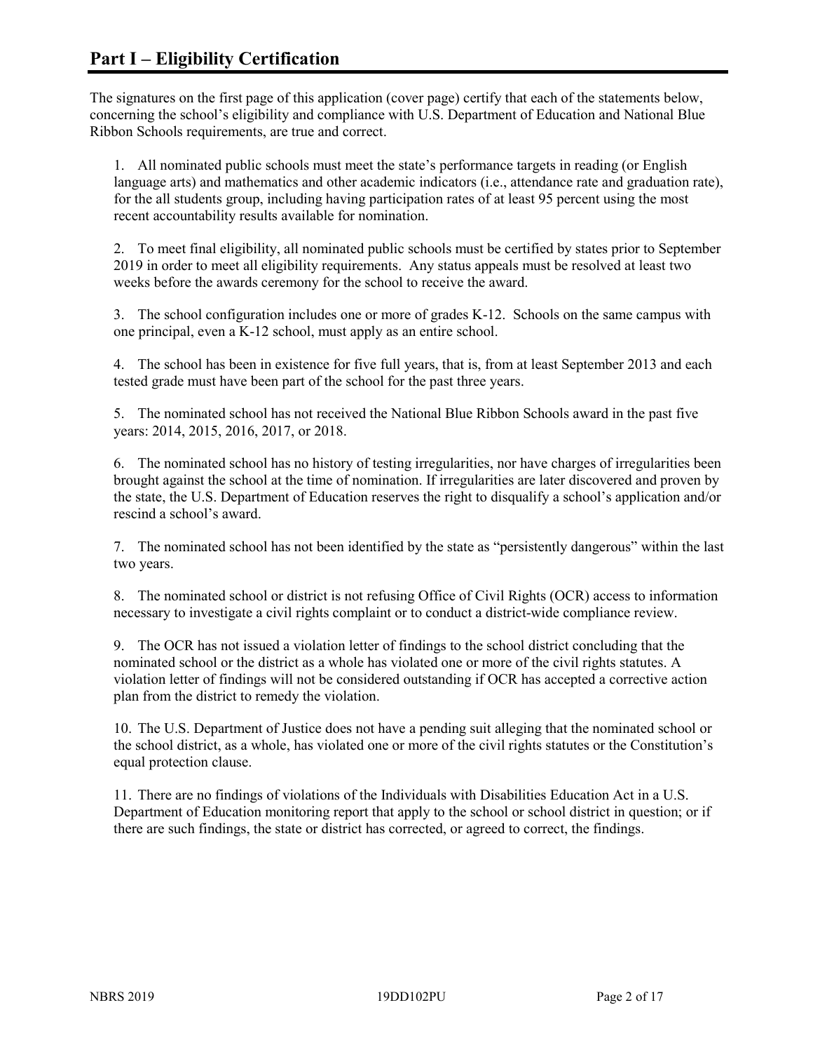# Part I – Eligibility Certification

The signatures on the first page of this application (cover page) certify that each of the statements below, concerning the school's eligibility and compliance with U.S. Department of Education and National Blue Ribbon Schools requirements, are true and correct.

1. All nominated public schools must meet the state's performance targets in reading (or English language arts) and mathematics and other academic indicators (i.e., attendance rate and graduation rate), for the all students group, including having participation rates of at least 95 percent using the most recent accountability results available for nomination.

2. To meet final eligibility, all nominated public schools must be certified by states prior to September 2019 in order to meet all eligibility requirements. Any status appeals must be resolved at least two weeks before the awards ceremony for the school to receive the award.

3. The school configuration includes one or more of grades K-12. Schools on the same campus with one principal, even a K-12 school, must apply as an entire school.

4. The school has been in existence for five full years, that is, from at least September 2013 and each tested grade must have been part of the school for the past three years.

5. The nominated school has not received the National Blue Ribbon Schools award in the past five years: 2014, 2015, 2016, 2017, or 2018.

6. The nominated school has no history of testing irregularities, nor have charges of irregularities been brought against the school at the time of nomination. If irregularities are later discovered and proven by the state, the U.S. Department of Education reserves the right to disqualify a school's application and/or rescind a school's award.

7. The nominated school has not been identified by the state as "persistently dangerous" within the last two years.

8. The nominated school or district is not refusing Office of Civil Rights (OCR) access to information necessary to investigate a civil rights complaint or to conduct a district-wide compliance review.

9. The OCR has not issued a violation letter of findings to the school district concluding that the nominated school or the district as a whole has violated one or more of the civil rights statutes. A violation letter of findings will not be considered outstanding if OCR has accepted a corrective action plan from the district to remedy the violation.

10. The U.S. Department of Justice does not have a pending suit alleging that the nominated school or the school district, as a whole, has violated one or more of the civil rights statutes or the Constitution's equal protection clause.

11. There are no findings of violations of the Individuals with Disabilities Education Act in a U.S. Department of Education monitoring report that apply to the school or school district in question; or if there are such findings, the state or district has corrected, or agreed to correct, the findings.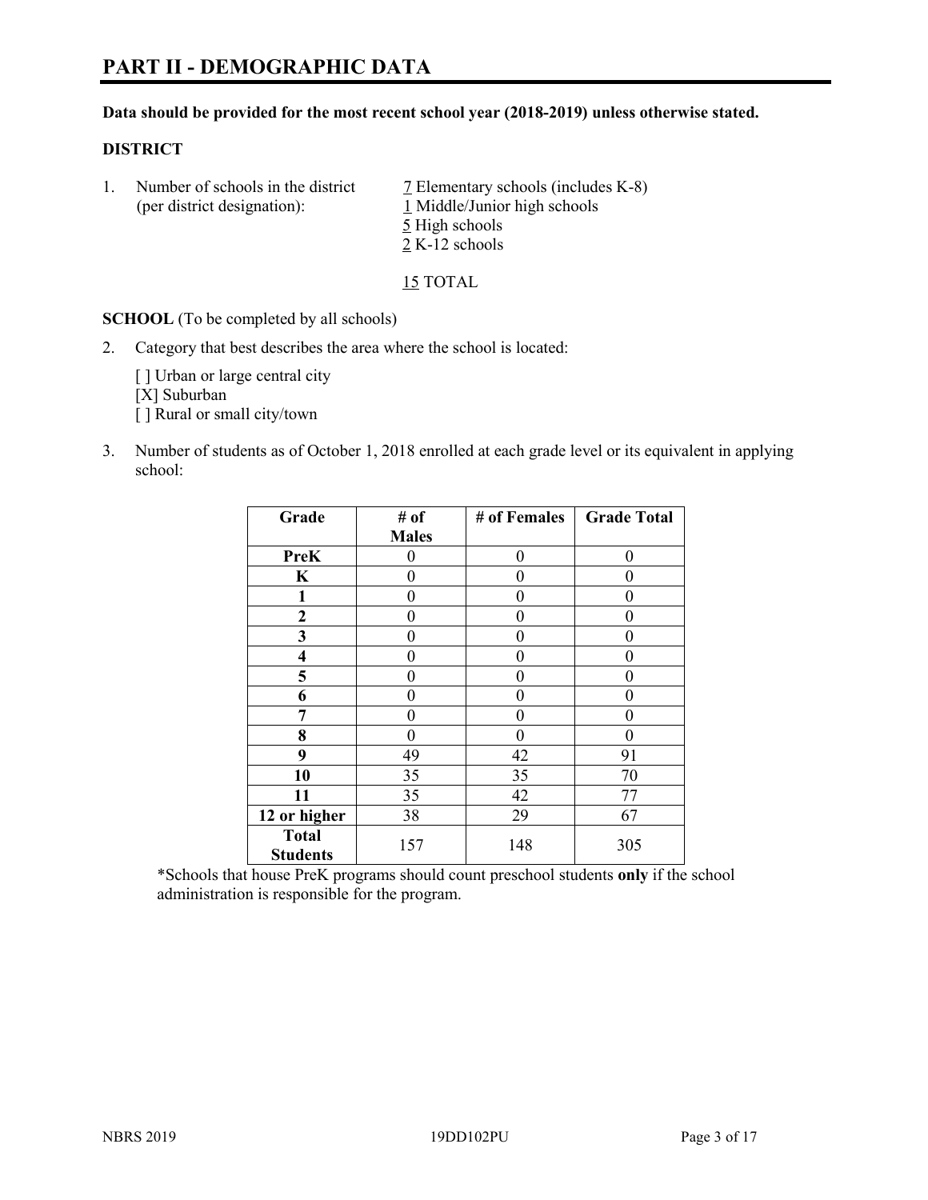# PART II - DEMOGRAPHIC DATA

**Data should be provided for the most recent school year (2018-2019) unless otherwise stated.**

**DISTRICT**

1. Number of schools in the district (per district designation):
   - 7 Elementary schools (includes K-8)
   - 1 Middle/Junior high schools
   - 5 High schools
   - 2 K-12 schools

   15 TOTAL

**SCHOOL** (To be completed by all schools)

2. Category that best describes the area where the school is located:

   [ ] Urban or large central city
   [X] Suburban
   [ ] Rural or small city/town

3. Number of students as of October 1, 2018 enrolled at each grade level or its equivalent in applying school:

| Grade | # of Males | # of Females | Grade Total |
|---|---|---|---|
| **PreK** | 0 | 0 | 0 |
| **K** | 0 | 0 | 0 |
| **1** | 0 | 0 | 0 |
| **2** | 0 | 0 | 0 |
| **3** | 0 | 0 | 0 |
| **4** | 0 | 0 | 0 |
| **5** | 0 | 0 | 0 |
| **6** | 0 | 0 | 0 |
| **7** | 0 | 0 | 0 |
| **8** | 0 | 0 | 0 |
| **9** | 49 | 42 | 91 |
| **10** | 35 | 35 | 70 |
| **11** | 35 | 42 | 77 |
| **12 or higher** | 38 | 29 | 67 |
| **Total Students** | 157 | 148 | 305 |

*Schools that house PreK programs should count preschool students **only** if the school administration is responsible for the program.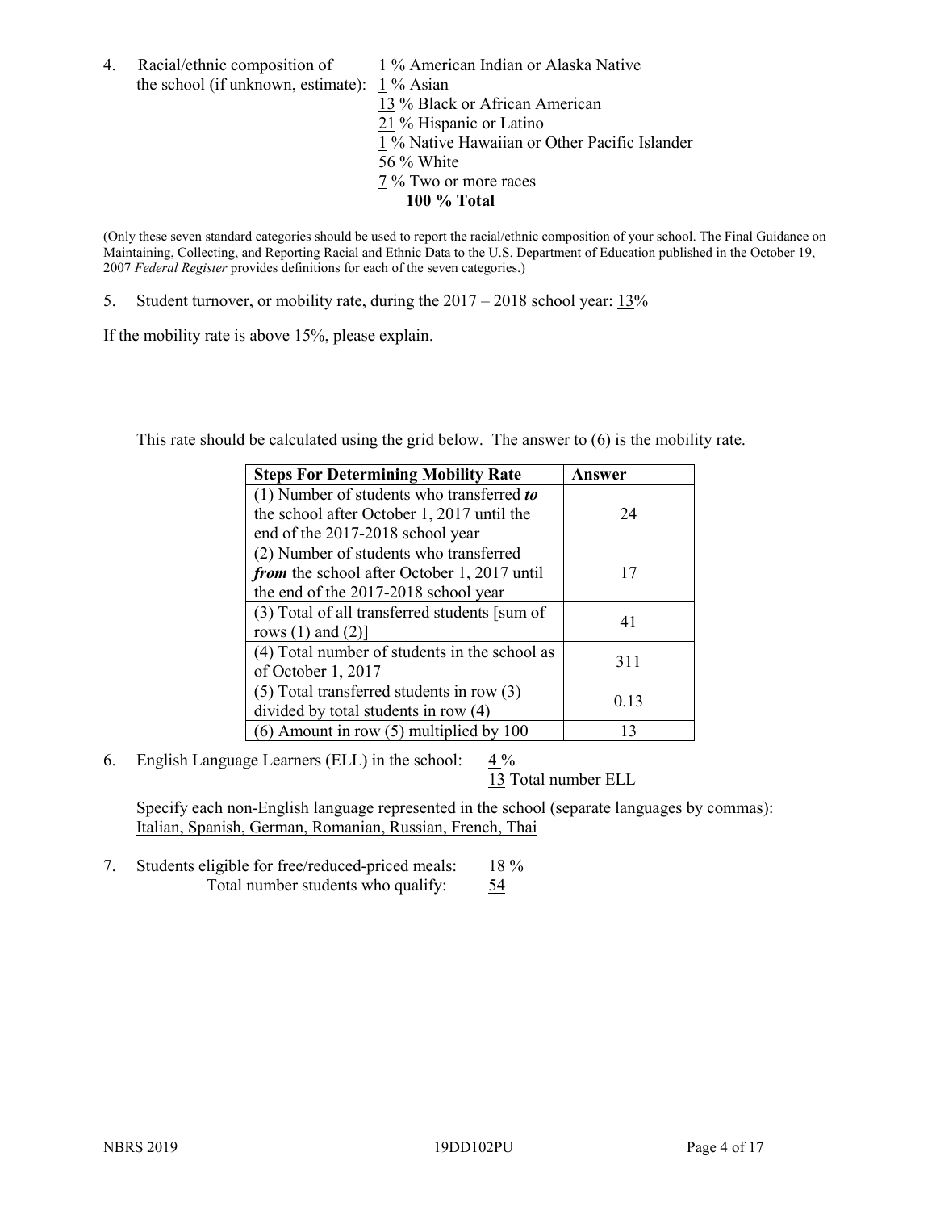4. Racial/ethnic composition of the school (if unknown, estimate):
   1 % American Indian or Alaska Native
   1 % Asian
   13 % Black or African American
   21 % Hispanic or Latino
   1 % Native Hawaiian or Other Pacific Islander
   56 % White
   7 % Two or more races
   **100 % Total**

(Only these seven standard categories should be used to report the racial/ethnic composition of your school. The Final Guidance on Maintaining, Collecting, and Reporting Racial and Ethnic Data to the U.S. Department of Education published in the October 19, 2007 *Federal Register* provides definitions for each of the seven categories.)

5. Student turnover, or mobility rate, during the 2017 – 2018 school year: 13%

If the mobility rate is above 15%, please explain.

This rate should be calculated using the grid below. The answer to (6) is the mobility rate.

| **Steps For Determining Mobility Rate** | **Answer** |
| --- | --- |
| (1) Number of students who transferred ***to*** the school after October 1, 2017 until the end of the 2017-2018 school year | 24 |
| (2) Number of students who transferred ***from*** the school after October 1, 2017 until the end of the 2017-2018 school year | 17 |
| (3) Total of all transferred students [sum of rows (1) and (2)] | 41 |
| (4) Total number of students in the school as of October 1, 2017 | 311 |
| (5) Total transferred students in row (3) divided by total students in row (4) | 0.13 |
| (6) Amount in row (5) multiplied by 100 | 13 |

6. English Language Learners (ELL) in the school: 4 %
   13 Total number ELL

   Specify each non-English language represented in the school (separate languages by commas):
   Italian, Spanish, German, Romanian, Russian, French, Thai

7. Students eligible for free/reduced-priced meals: 18 %
   Total number students who qualify: 54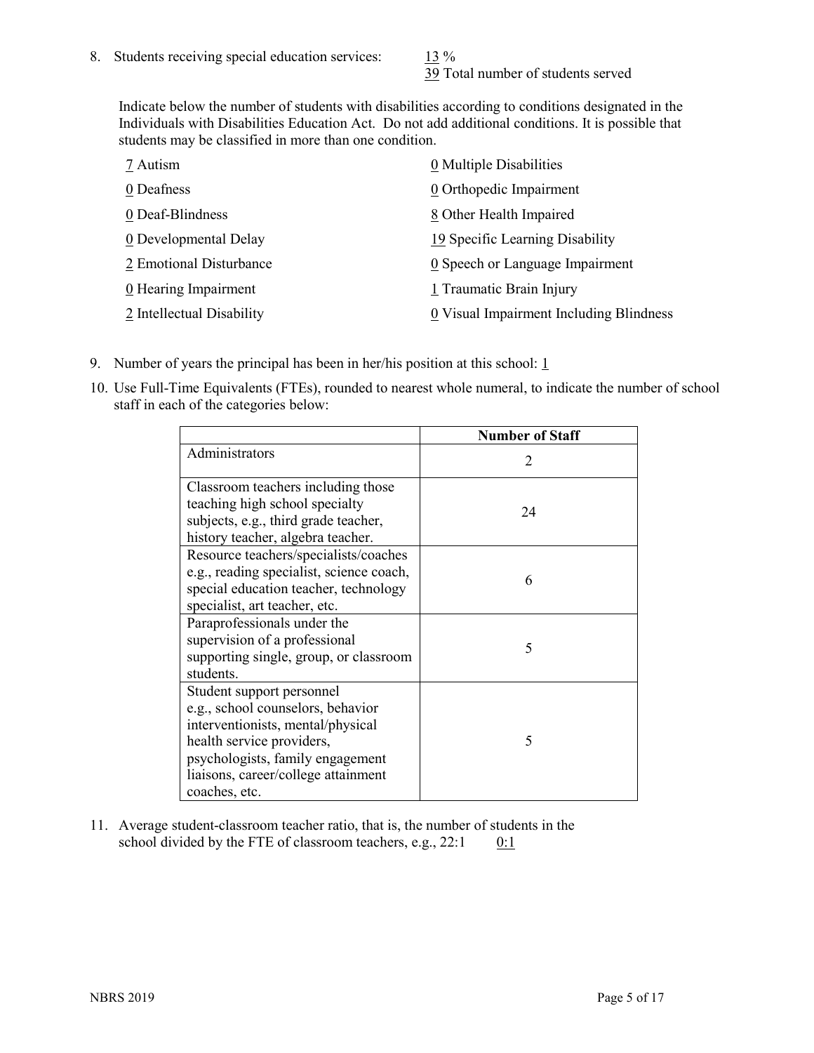8. Students receiving special education services: 13 %
39 Total number of students served

Indicate below the number of students with disabilities according to conditions designated in the Individuals with Disabilities Education Act. Do not add additional conditions. It is possible that students may be classified in more than one condition.

| | |
|---|---|
| 7 Autism | 0 Multiple Disabilities |
| 0 Deafness | 0 Orthopedic Impairment |
| 0 Deaf-Blindness | 8 Other Health Impaired |
| 0 Developmental Delay | 19 Specific Learning Disability |
| 2 Emotional Disturbance | 0 Speech or Language Impairment |
| 0 Hearing Impairment | 1 Traumatic Brain Injury |
| 2 Intellectual Disability | 0 Visual Impairment Including Blindness |

9. Number of years the principal has been in her/his position at this school: 1

10. Use Full-Time Equivalents (FTEs), rounded to nearest whole numeral, to indicate the number of school staff in each of the categories below:

| | Number of Staff |
|---|---|
| Administrators | 2 |
| Classroom teachers including those teaching high school specialty subjects, e.g., third grade teacher, history teacher, algebra teacher. | 24 |
| Resource teachers/specialists/coaches e.g., reading specialist, science coach, special education teacher, technology specialist, art teacher, etc. | 6 |
| Paraprofessionals under the supervision of a professional supporting single, group, or classroom students. | 5 |
| Student support personnel e.g., school counselors, behavior interventionists, mental/physical health service providers, psychologists, family engagement liaisons, career/college attainment coaches, etc. | 5 |

11. Average student-classroom teacher ratio, that is, the number of students in the school divided by the FTE of classroom teachers, e.g., 22:1 0:1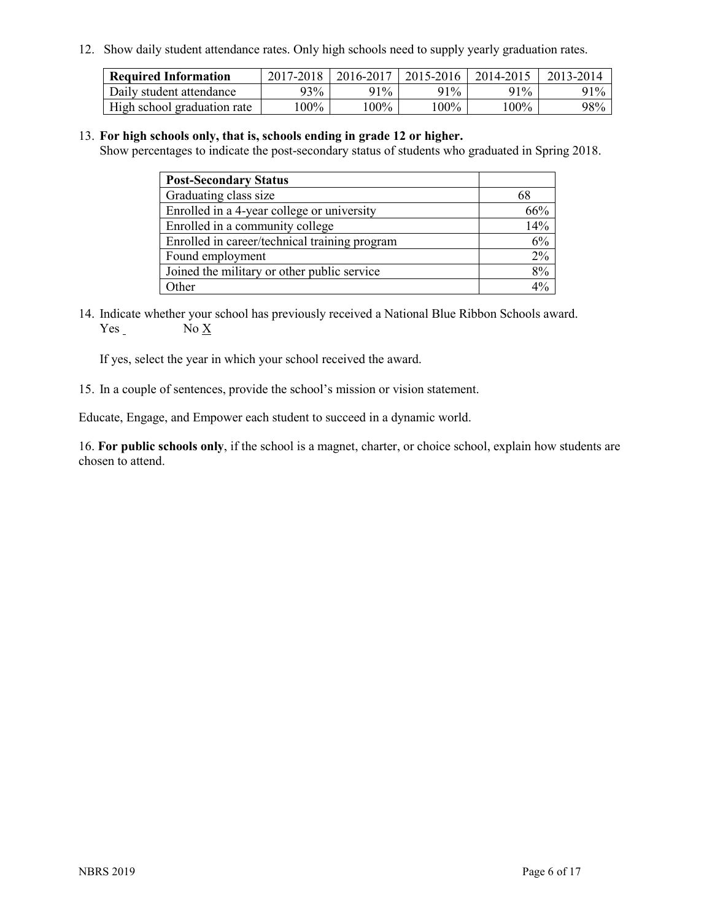12. Show daily student attendance rates. Only high schools need to supply yearly graduation rates.

| Required Information | 2017-2018 | 2016-2017 | 2015-2016 | 2014-2015 | 2013-2014 |
|---|---|---|---|---|---|
| Daily student attendance | 93% | 91% | 91% | 91% | 91% |
| High school graduation rate | 100% | 100% | 100% | 100% | 98% |

13. **For high schools only, that is, schools ending in grade 12 or higher.**
Show percentages to indicate the post-secondary status of students who graduated in Spring 2018.

| Post-Secondary Status | |
|---|---|
| Graduating class size | 68 |
| Enrolled in a 4-year college or university | 66% |
| Enrolled in a community college | 14% |
| Enrolled in career/technical training program | 6% |
| Found employment | 2% |
| Joined the military or other public service | 8% |
| Other | 4% |

14. Indicate whether your school has previously received a National Blue Ribbon Schools award.
Yes _ No X

If yes, select the year in which your school received the award.

15. In a couple of sentences, provide the school's mission or vision statement.

Educate, Engage, and Empower each student to succeed in a dynamic world.

16. **For public schools only**, if the school is a magnet, charter, or choice school, explain how students are chosen to attend.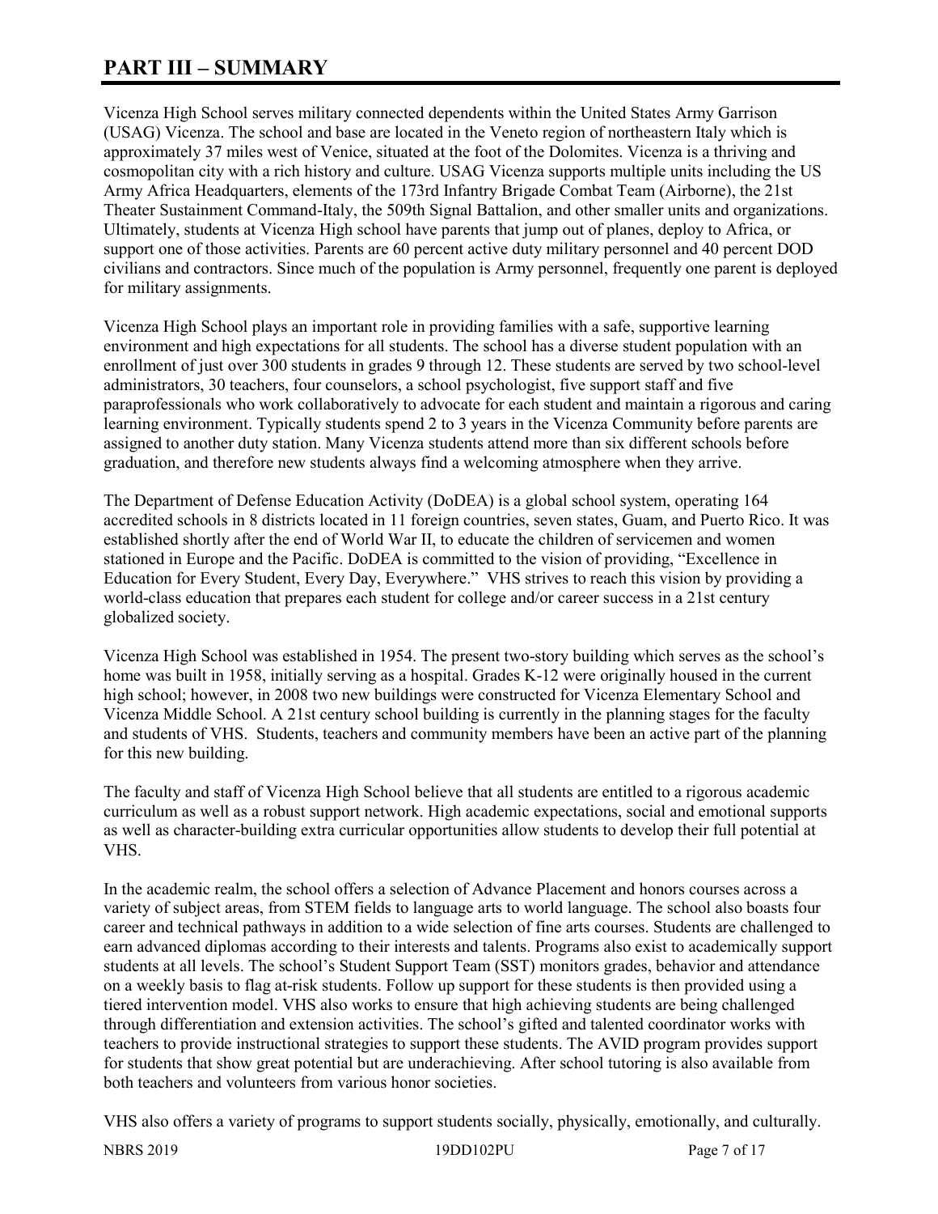# PART III – SUMMARY

Vicenza High School serves military connected dependents within the United States Army Garrison (USAG) Vicenza. The school and base are located in the Veneto region of northeastern Italy which is approximately 37 miles west of Venice, situated at the foot of the Dolomites. Vicenza is a thriving and cosmopolitan city with a rich history and culture. USAG Vicenza supports multiple units including the US Army Africa Headquarters, elements of the 173rd Infantry Brigade Combat Team (Airborne), the 21st Theater Sustainment Command-Italy, the 509th Signal Battalion, and other smaller units and organizations. Ultimately, students at Vicenza High school have parents that jump out of planes, deploy to Africa, or support one of those activities. Parents are 60 percent active duty military personnel and 40 percent DOD civilians and contractors. Since much of the population is Army personnel, frequently one parent is deployed for military assignments.

Vicenza High School plays an important role in providing families with a safe, supportive learning environment and high expectations for all students. The school has a diverse student population with an enrollment of just over 300 students in grades 9 through 12. These students are served by two school-level administrators, 30 teachers, four counselors, a school psychologist, five support staff and five paraprofessionals who work collaboratively to advocate for each student and maintain a rigorous and caring learning environment. Typically students spend 2 to 3 years in the Vicenza Community before parents are assigned to another duty station. Many Vicenza students attend more than six different schools before graduation, and therefore new students always find a welcoming atmosphere when they arrive.

The Department of Defense Education Activity (DoDEA) is a global school system, operating 164 accredited schools in 8 districts located in 11 foreign countries, seven states, Guam, and Puerto Rico. It was established shortly after the end of World War II, to educate the children of servicemen and women stationed in Europe and the Pacific. DoDEA is committed to the vision of providing, "Excellence in Education for Every Student, Every Day, Everywhere." VHS strives to reach this vision by providing a world-class education that prepares each student for college and/or career success in a 21st century globalized society.

Vicenza High School was established in 1954. The present two-story building which serves as the school's home was built in 1958, initially serving as a hospital. Grades K-12 were originally housed in the current high school; however, in 2008 two new buildings were constructed for Vicenza Elementary School and Vicenza Middle School. A 21st century school building is currently in the planning stages for the faculty and students of VHS. Students, teachers and community members have been an active part of the planning for this new building.

The faculty and staff of Vicenza High School believe that all students are entitled to a rigorous academic curriculum as well as a robust support network. High academic expectations, social and emotional supports as well as character-building extra curricular opportunities allow students to develop their full potential at VHS.

In the academic realm, the school offers a selection of Advance Placement and honors courses across a variety of subject areas, from STEM fields to language arts to world language. The school also boasts four career and technical pathways in addition to a wide selection of fine arts courses. Students are challenged to earn advanced diplomas according to their interests and talents. Programs also exist to academically support students at all levels. The school's Student Support Team (SST) monitors grades, behavior and attendance on a weekly basis to flag at-risk students. Follow up support for these students is then provided using a tiered intervention model. VHS also works to ensure that high achieving students are being challenged through differentiation and extension activities. The school's gifted and talented coordinator works with teachers to provide instructional strategies to support these students. The AVID program provides support for students that show great potential but are underachieving. After school tutoring is also available from both teachers and volunteers from various honor societies.

VHS also offers a variety of programs to support students socially, physically, emotionally, and culturally.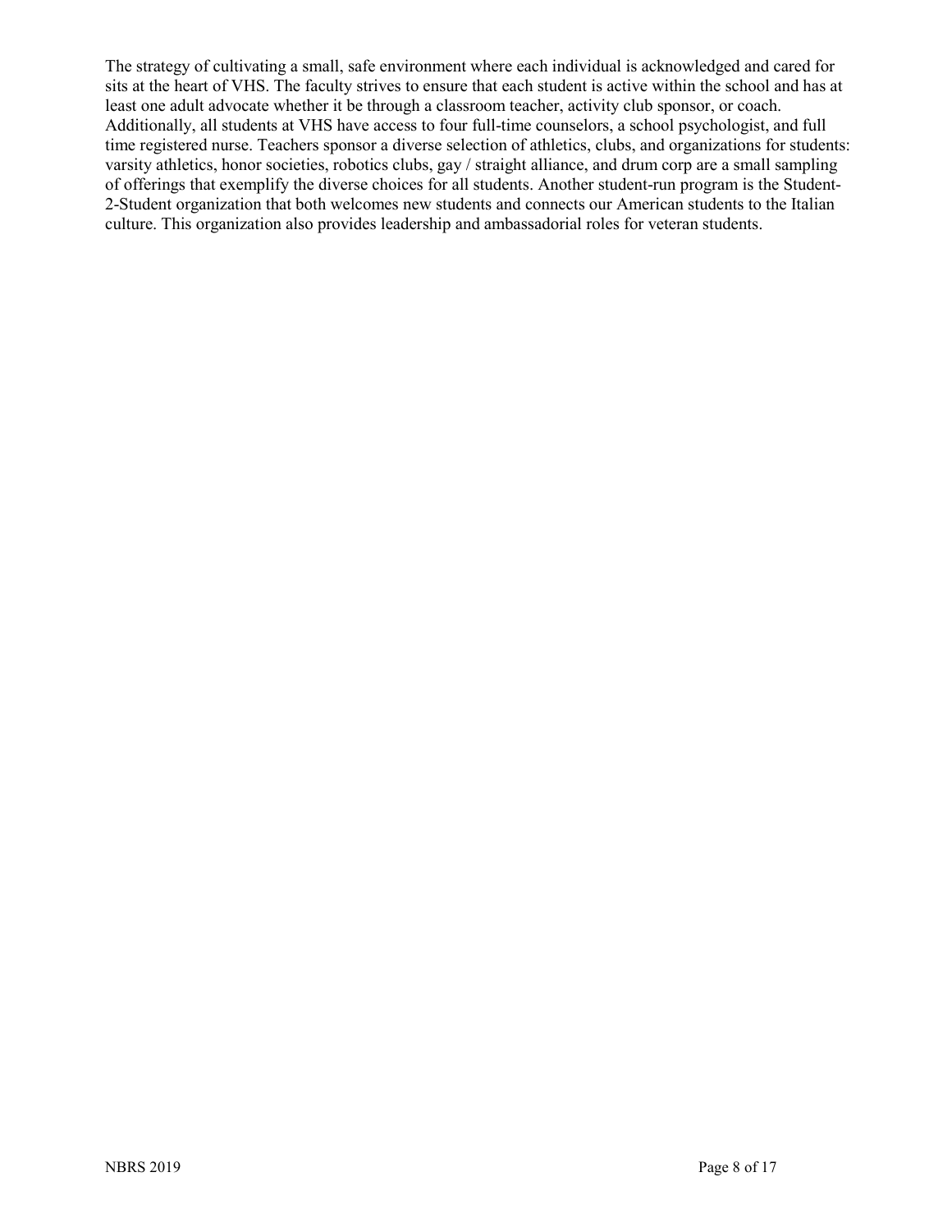The strategy of cultivating a small, safe environment where each individual is acknowledged and cared for sits at the heart of VHS. The faculty strives to ensure that each student is active within the school and has at least one adult advocate whether it be through a classroom teacher, activity club sponsor, or coach. Additionally, all students at VHS have access to four full-time counselors, a school psychologist, and full time registered nurse. Teachers sponsor a diverse selection of athletics, clubs, and organizations for students: varsity athletics, honor societies, robotics clubs, gay / straight alliance, and drum corp are a small sampling of offerings that exemplify the diverse choices for all students. Another student-run program is the Student-2-Student organization that both welcomes new students and connects our American students to the Italian culture. This organization also provides leadership and ambassadorial roles for veteran students.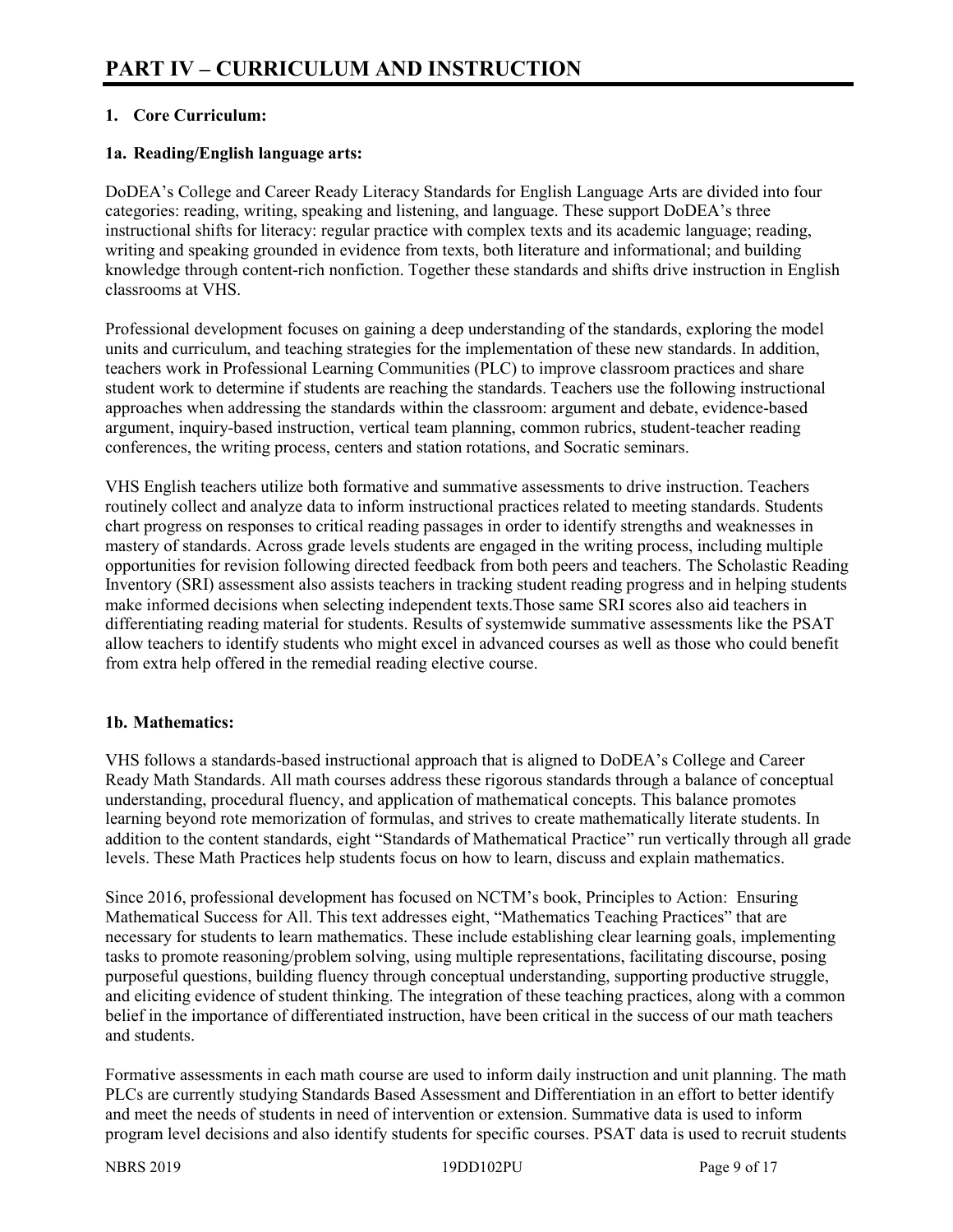# PART IV – CURRICULUM AND INSTRUCTION

**1. Core Curriculum:**

**1a. Reading/English language arts:**

DoDEA's College and Career Ready Literacy Standards for English Language Arts are divided into four categories: reading, writing, speaking and listening, and language. These support DoDEA's three instructional shifts for literacy: regular practice with complex texts and its academic language; reading, writing and speaking grounded in evidence from texts, both literature and informational; and building knowledge through content-rich nonfiction. Together these standards and shifts drive instruction in English classrooms at VHS.

Professional development focuses on gaining a deep understanding of the standards, exploring the model units and curriculum, and teaching strategies for the implementation of these new standards. In addition, teachers work in Professional Learning Communities (PLC) to improve classroom practices and share student work to determine if students are reaching the standards. Teachers use the following instructional approaches when addressing the standards within the classroom: argument and debate, evidence-based argument, inquiry-based instruction, vertical team planning, common rubrics, student-teacher reading conferences, the writing process, centers and station rotations, and Socratic seminars.

VHS English teachers utilize both formative and summative assessments to drive instruction. Teachers routinely collect and analyze data to inform instructional practices related to meeting standards. Students chart progress on responses to critical reading passages in order to identify strengths and weaknesses in mastery of standards. Across grade levels students are engaged in the writing process, including multiple opportunities for revision following directed feedback from both peers and teachers. The Scholastic Reading Inventory (SRI) assessment also assists teachers in tracking student reading progress and in helping students make informed decisions when selecting independent texts.Those same SRI scores also aid teachers in differentiating reading material for students. Results of systemwide summative assessments like the PSAT allow teachers to identify students who might excel in advanced courses as well as those who could benefit from extra help offered in the remedial reading elective course.

**1b. Mathematics:**

VHS follows a standards-based instructional approach that is aligned to DoDEA's College and Career Ready Math Standards. All math courses address these rigorous standards through a balance of conceptual understanding, procedural fluency, and application of mathematical concepts. This balance promotes learning beyond rote memorization of formulas, and strives to create mathematically literate students. In addition to the content standards, eight "Standards of Mathematical Practice" run vertically through all grade levels. These Math Practices help students focus on how to learn, discuss and explain mathematics.

Since 2016, professional development has focused on NCTM's book, Principles to Action: Ensuring Mathematical Success for All. This text addresses eight, "Mathematics Teaching Practices" that are necessary for students to learn mathematics. These include establishing clear learning goals, implementing tasks to promote reasoning/problem solving, using multiple representations, facilitating discourse, posing purposeful questions, building fluency through conceptual understanding, supporting productive struggle, and eliciting evidence of student thinking. The integration of these teaching practices, along with a common belief in the importance of differentiated instruction, have been critical in the success of our math teachers and students.

Formative assessments in each math course are used to inform daily instruction and unit planning. The math PLCs are currently studying Standards Based Assessment and Differentiation in an effort to better identify and meet the needs of students in need of intervention or extension. Summative data is used to inform program level decisions and also identify students for specific courses. PSAT data is used to recruit students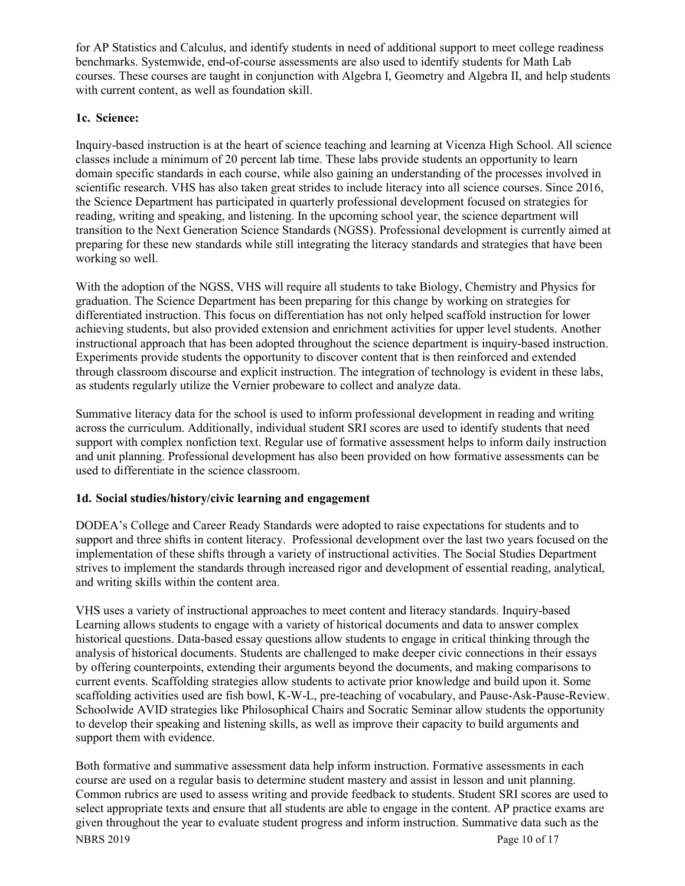for AP Statistics and Calculus, and identify students in need of additional support to meet college readiness benchmarks. Systemwide, end-of-course assessments are also used to identify students for Math Lab courses. These courses are taught in conjunction with Algebra I, Geometry and Algebra II, and help students with current content, as well as foundation skill.

**1c. Science:**

Inquiry-based instruction is at the heart of science teaching and learning at Vicenza High School. All science classes include a minimum of 20 percent lab time. These labs provide students an opportunity to learn domain specific standards in each course, while also gaining an understanding of the processes involved in scientific research. VHS has also taken great strides to include literacy into all science courses. Since 2016, the Science Department has participated in quarterly professional development focused on strategies for reading, writing and speaking, and listening. In the upcoming school year, the science department will transition to the Next Generation Science Standards (NGSS). Professional development is currently aimed at preparing for these new standards while still integrating the literacy standards and strategies that have been working so well.

With the adoption of the NGSS, VHS will require all students to take Biology, Chemistry and Physics for graduation. The Science Department has been preparing for this change by working on strategies for differentiated instruction. This focus on differentiation has not only helped scaffold instruction for lower achieving students, but also provided extension and enrichment activities for upper level students. Another instructional approach that has been adopted throughout the science department is inquiry-based instruction. Experiments provide students the opportunity to discover content that is then reinforced and extended through classroom discourse and explicit instruction. The integration of technology is evident in these labs, as students regularly utilize the Vernier probeware to collect and analyze data.

Summative literacy data for the school is used to inform professional development in reading and writing across the curriculum. Additionally, individual student SRI scores are used to identify students that need support with complex nonfiction text. Regular use of formative assessment helps to inform daily instruction and unit planning. Professional development has also been provided on how formative assessments can be used to differentiate in the science classroom.

**1d. Social studies/history/civic learning and engagement**

DODEA's College and Career Ready Standards were adopted to raise expectations for students and to support and three shifts in content literacy. Professional development over the last two years focused on the implementation of these shifts through a variety of instructional activities. The Social Studies Department strives to implement the standards through increased rigor and development of essential reading, analytical, and writing skills within the content area.

VHS uses a variety of instructional approaches to meet content and literacy standards. Inquiry-based Learning allows students to engage with a variety of historical documents and data to answer complex historical questions. Data-based essay questions allow students to engage in critical thinking through the analysis of historical documents. Students are challenged to make deeper civic connections in their essays by offering counterpoints, extending their arguments beyond the documents, and making comparisons to current events. Scaffolding strategies allow students to activate prior knowledge and build upon it. Some scaffolding activities used are fish bowl, K-W-L, pre-teaching of vocabulary, and Pause-Ask-Pause-Review. Schoolwide AVID strategies like Philosophical Chairs and Socratic Seminar allow students the opportunity to develop their speaking and listening skills, as well as improve their capacity to build arguments and support them with evidence.

Both formative and summative assessment data help inform instruction. Formative assessments in each course are used on a regular basis to determine student mastery and assist in lesson and unit planning. Common rubrics are used to assess writing and provide feedback to students. Student SRI scores are used to select appropriate texts and ensure that all students are able to engage in the content. AP practice exams are given throughout the year to evaluate student progress and inform instruction. Summative data such as the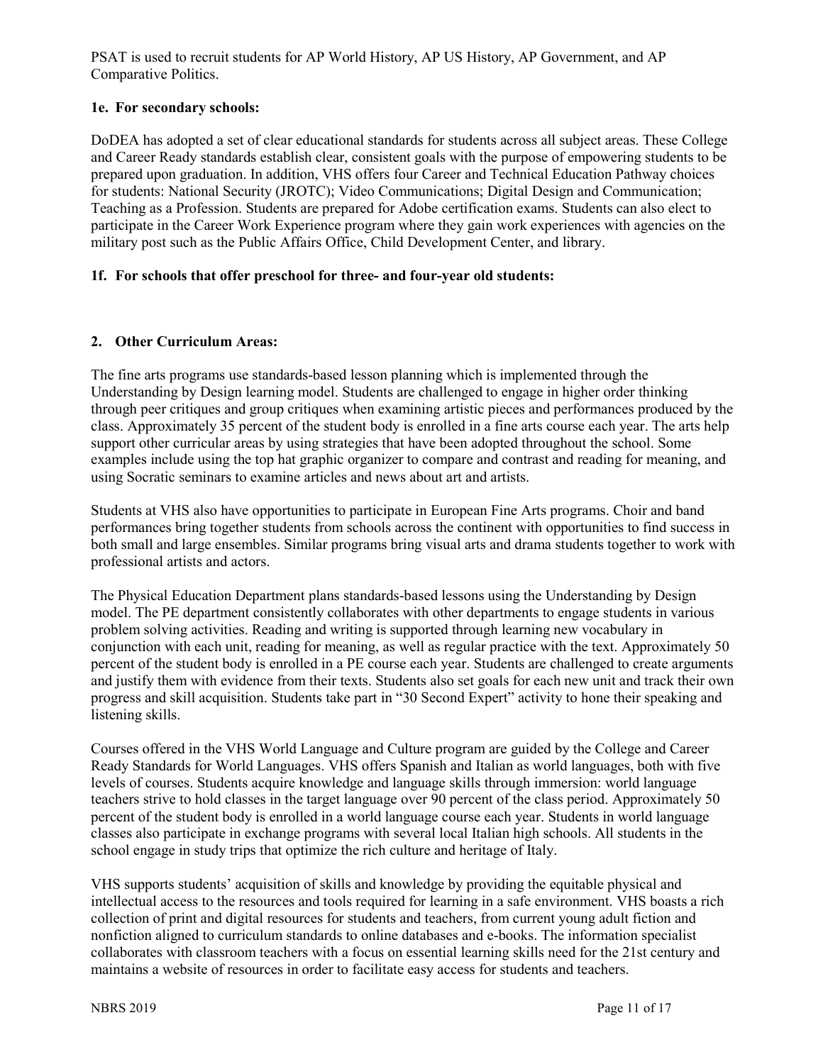PSAT is used to recruit students for AP World History, AP US History, AP Government, and AP Comparative Politics.

### 1e. For secondary schools:

DoDEA has adopted a set of clear educational standards for students across all subject areas. These College and Career Ready standards establish clear, consistent goals with the purpose of empowering students to be prepared upon graduation. In addition, VHS offers four Career and Technical Education Pathway choices for students: National Security (JROTC); Video Communications; Digital Design and Communication; Teaching as a Profession. Students are prepared for Adobe certification exams. Students can also elect to participate in the Career Work Experience program where they gain work experiences with agencies on the military post such as the Public Affairs Office, Child Development Center, and library.

### 1f. For schools that offer preschool for three- and four-year old students:

## 2. Other Curriculum Areas:

The fine arts programs use standards-based lesson planning which is implemented through the Understanding by Design learning model. Students are challenged to engage in higher order thinking through peer critiques and group critiques when examining artistic pieces and performances produced by the class. Approximately 35 percent of the student body is enrolled in a fine arts course each year. The arts help support other curricular areas by using strategies that have been adopted throughout the school. Some examples include using the top hat graphic organizer to compare and contrast and reading for meaning, and using Socratic seminars to examine articles and news about art and artists.

Students at VHS also have opportunities to participate in European Fine Arts programs. Choir and band performances bring together students from schools across the continent with opportunities to find success in both small and large ensembles. Similar programs bring visual arts and drama students together to work with professional artists and actors.

The Physical Education Department plans standards-based lessons using the Understanding by Design model. The PE department consistently collaborates with other departments to engage students in various problem solving activities. Reading and writing is supported through learning new vocabulary in conjunction with each unit, reading for meaning, as well as regular practice with the text. Approximately 50 percent of the student body is enrolled in a PE course each year. Students are challenged to create arguments and justify them with evidence from their texts. Students also set goals for each new unit and track their own progress and skill acquisition. Students take part in "30 Second Expert" activity to hone their speaking and listening skills.

Courses offered in the VHS World Language and Culture program are guided by the College and Career Ready Standards for World Languages. VHS offers Spanish and Italian as world languages, both with five levels of courses. Students acquire knowledge and language skills through immersion: world language teachers strive to hold classes in the target language over 90 percent of the class period. Approximately 50 percent of the student body is enrolled in a world language course each year. Students in world language classes also participate in exchange programs with several local Italian high schools. All students in the school engage in study trips that optimize the rich culture and heritage of Italy.

VHS supports students' acquisition of skills and knowledge by providing the equitable physical and intellectual access to the resources and tools required for learning in a safe environment. VHS boasts a rich collection of print and digital resources for students and teachers, from current young adult fiction and nonfiction aligned to curriculum standards to online databases and e-books. The information specialist collaborates with classroom teachers with a focus on essential learning skills need for the 21st century and maintains a website of resources in order to facilitate easy access for students and teachers.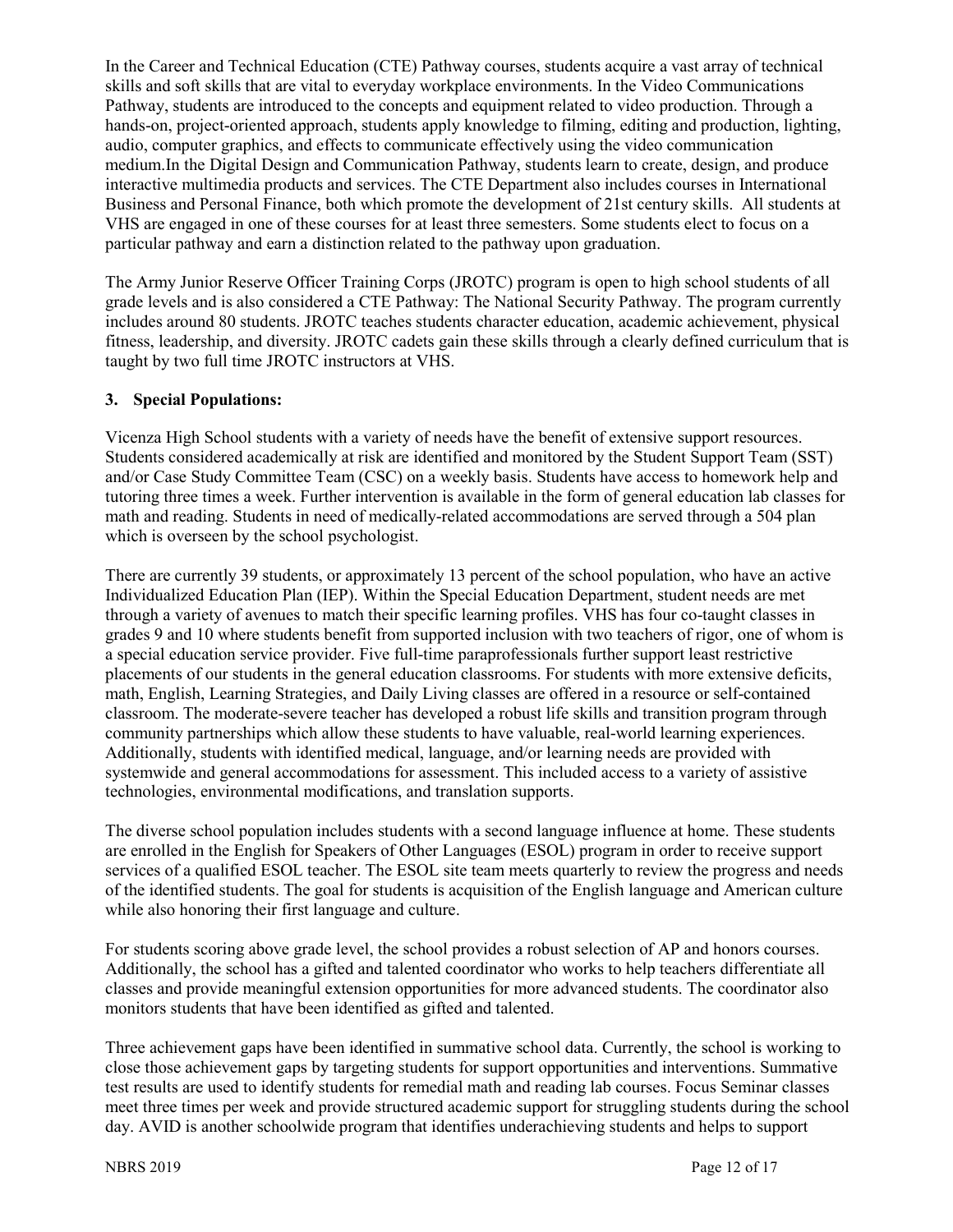In the Career and Technical Education (CTE) Pathway courses, students acquire a vast array of technical skills and soft skills that are vital to everyday workplace environments. In the Video Communications Pathway, students are introduced to the concepts and equipment related to video production. Through a hands-on, project-oriented approach, students apply knowledge to filming, editing and production, lighting, audio, computer graphics, and effects to communicate effectively using the video communication medium.In the Digital Design and Communication Pathway, students learn to create, design, and produce interactive multimedia products and services. The CTE Department also includes courses in International Business and Personal Finance, both which promote the development of 21st century skills. All students at VHS are engaged in one of these courses for at least three semesters. Some students elect to focus on a particular pathway and earn a distinction related to the pathway upon graduation.

The Army Junior Reserve Officer Training Corps (JROTC) program is open to high school students of all grade levels and is also considered a CTE Pathway: The National Security Pathway. The program currently includes around 80 students. JROTC teaches students character education, academic achievement, physical fitness, leadership, and diversity. JROTC cadets gain these skills through a clearly defined curriculum that is taught by two full time JROTC instructors at VHS.

**3. Special Populations:**

Vicenza High School students with a variety of needs have the benefit of extensive support resources. Students considered academically at risk are identified and monitored by the Student Support Team (SST) and/or Case Study Committee Team (CSC) on a weekly basis. Students have access to homework help and tutoring three times a week. Further intervention is available in the form of general education lab classes for math and reading. Students in need of medically-related accommodations are served through a 504 plan which is overseen by the school psychologist.

There are currently 39 students, or approximately 13 percent of the school population, who have an active Individualized Education Plan (IEP). Within the Special Education Department, student needs are met through a variety of avenues to match their specific learning profiles. VHS has four co-taught classes in grades 9 and 10 where students benefit from supported inclusion with two teachers of rigor, one of whom is a special education service provider. Five full-time paraprofessionals further support least restrictive placements of our students in the general education classrooms. For students with more extensive deficits, math, English, Learning Strategies, and Daily Living classes are offered in a resource or self-contained classroom. The moderate-severe teacher has developed a robust life skills and transition program through community partnerships which allow these students to have valuable, real-world learning experiences. Additionally, students with identified medical, language, and/or learning needs are provided with systemwide and general accommodations for assessment. This included access to a variety of assistive technologies, environmental modifications, and translation supports.

The diverse school population includes students with a second language influence at home. These students are enrolled in the English for Speakers of Other Languages (ESOL) program in order to receive support services of a qualified ESOL teacher. The ESOL site team meets quarterly to review the progress and needs of the identified students. The goal for students is acquisition of the English language and American culture while also honoring their first language and culture.

For students scoring above grade level, the school provides a robust selection of AP and honors courses. Additionally, the school has a gifted and talented coordinator who works to help teachers differentiate all classes and provide meaningful extension opportunities for more advanced students. The coordinator also monitors students that have been identified as gifted and talented.

Three achievement gaps have been identified in summative school data. Currently, the school is working to close those achievement gaps by targeting students for support opportunities and interventions. Summative test results are used to identify students for remedial math and reading lab courses. Focus Seminar classes meet three times per week and provide structured academic support for struggling students during the school day. AVID is another schoolwide program that identifies underachieving students and helps to support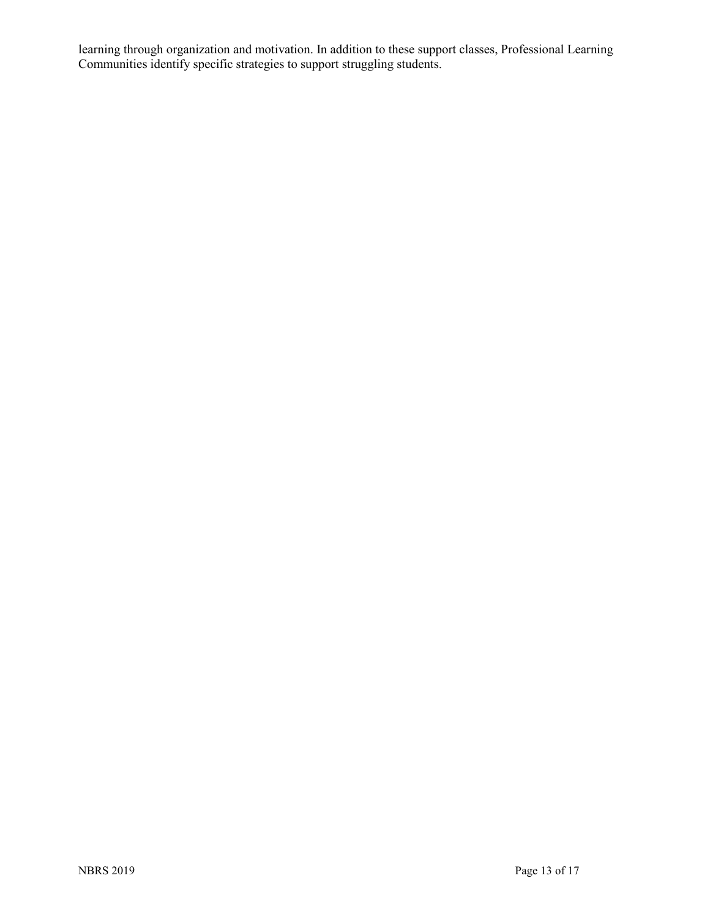learning through organization and motivation. In addition to these support classes, Professional Learning Communities identify specific strategies to support struggling students.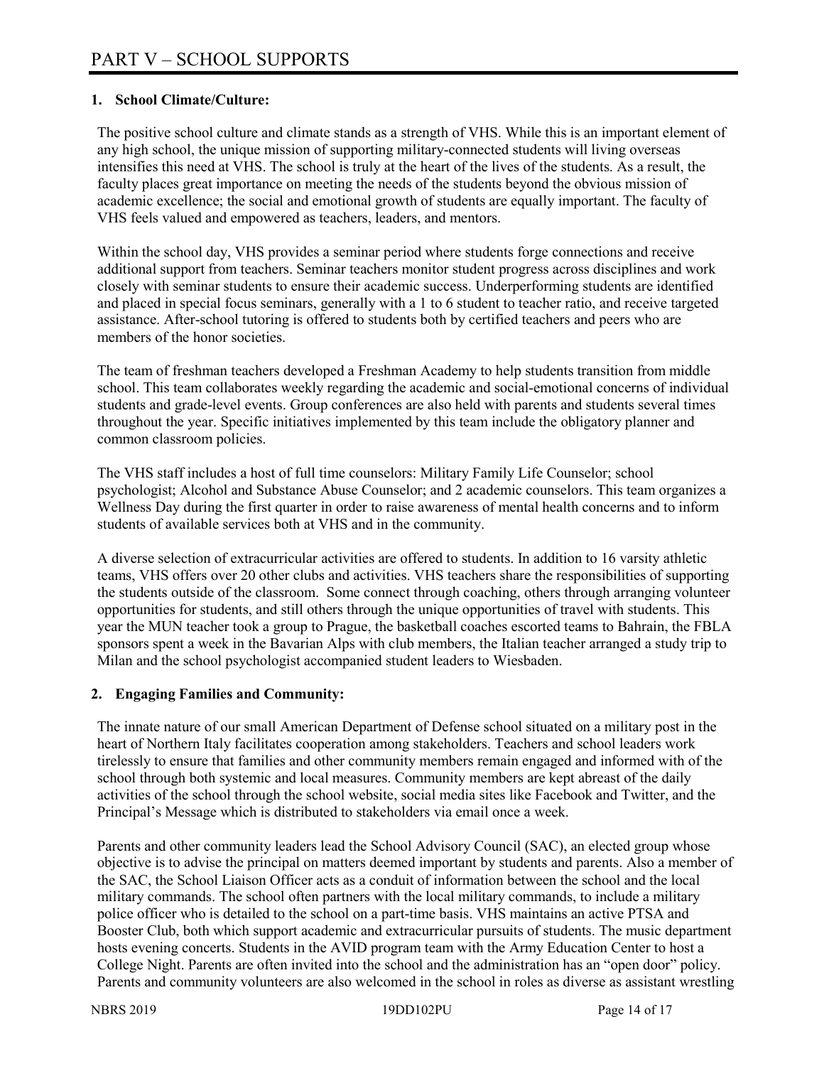# PART V – SCHOOL SUPPORTS

**1. School Climate/Culture:**

The positive school culture and climate stands as a strength of VHS. While this is an important element of any high school, the unique mission of supporting military-connected students will living overseas intensifies this need at VHS. The school is truly at the heart of the lives of the students. As a result, the faculty places great importance on meeting the needs of the students beyond the obvious mission of academic excellence; the social and emotional growth of students are equally important. The faculty of VHS feels valued and empowered as teachers, leaders, and mentors.

Within the school day, VHS provides a seminar period where students forge connections and receive additional support from teachers. Seminar teachers monitor student progress across disciplines and work closely with seminar students to ensure their academic success. Underperforming students are identified and placed in special focus seminars, generally with a 1 to 6 student to teacher ratio, and receive targeted assistance. After-school tutoring is offered to students both by certified teachers and peers who are members of the honor societies.

The team of freshman teachers developed a Freshman Academy to help students transition from middle school. This team collaborates weekly regarding the academic and social-emotional concerns of individual students and grade-level events. Group conferences are also held with parents and students several times throughout the year. Specific initiatives implemented by this team include the obligatory planner and common classroom policies.

The VHS staff includes a host of full time counselors: Military Family Life Counselor; school psychologist; Alcohol and Substance Abuse Counselor; and 2 academic counselors. This team organizes a Wellness Day during the first quarter in order to raise awareness of mental health concerns and to inform students of available services both at VHS and in the community.

A diverse selection of extracurricular activities are offered to students. In addition to 16 varsity athletic teams, VHS offers over 20 other clubs and activities. VHS teachers share the responsibilities of supporting the students outside of the classroom. Some connect through coaching, others through arranging volunteer opportunities for students, and still others through the unique opportunities of travel with students. This year the MUN teacher took a group to Prague, the basketball coaches escorted teams to Bahrain, the FBLA sponsors spent a week in the Bavarian Alps with club members, the Italian teacher arranged a study trip to Milan and the school psychologist accompanied student leaders to Wiesbaden.

**2. Engaging Families and Community:**

The innate nature of our small American Department of Defense school situated on a military post in the heart of Northern Italy facilitates cooperation among stakeholders. Teachers and school leaders work tirelessly to ensure that families and other community members remain engaged and informed with of the school through both systemic and local measures. Community members are kept abreast of the daily activities of the school through the school website, social media sites like Facebook and Twitter, and the Principal's Message which is distributed to stakeholders via email once a week.

Parents and other community leaders lead the School Advisory Council (SAC), an elected group whose objective is to advise the principal on matters deemed important by students and parents. Also a member of the SAC, the School Liaison Officer acts as a conduit of information between the school and the local military commands. The school often partners with the local military commands, to include a military police officer who is detailed to the school on a part-time basis. VHS maintains an active PTSA and Booster Club, both which support academic and extracurricular pursuits of students. The music department hosts evening concerts. Students in the AVID program team with the Army Education Center to host a College Night. Parents are often invited into the school and the administration has an "open door" policy. Parents and community volunteers are also welcomed in the school in roles as diverse as assistant wrestling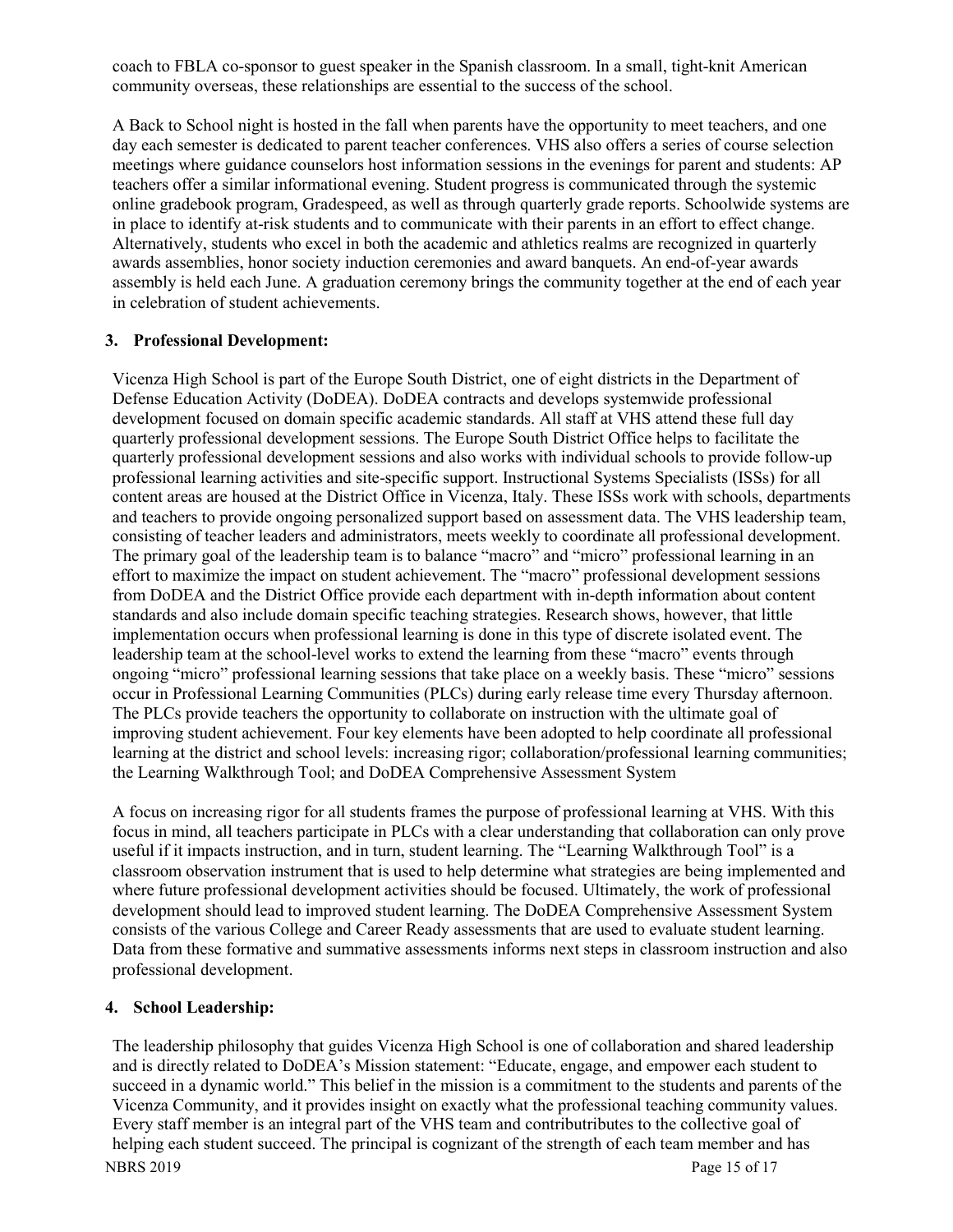coach to FBLA co-sponsor to guest speaker in the Spanish classroom. In a small, tight-knit American community overseas, these relationships are essential to the success of the school.

A Back to School night is hosted in the fall when parents have the opportunity to meet teachers, and one day each semester is dedicated to parent teacher conferences. VHS also offers a series of course selection meetings where guidance counselors host information sessions in the evenings for parent and students: AP teachers offer a similar informational evening. Student progress is communicated through the systemic online gradebook program, Gradespeed, as well as through quarterly grade reports. Schoolwide systems are in place to identify at-risk students and to communicate with their parents in an effort to effect change. Alternatively, students who excel in both the academic and athletics realms are recognized in quarterly awards assemblies, honor society induction ceremonies and award banquets. An end-of-year awards assembly is held each June. A graduation ceremony brings the community together at the end of each year in celebration of student achievements.

**3. Professional Development:**

Vicenza High School is part of the Europe South District, one of eight districts in the Department of Defense Education Activity (DoDEA). DoDEA contracts and develops systemwide professional development focused on domain specific academic standards. All staff at VHS attend these full day quarterly professional development sessions. The Europe South District Office helps to facilitate the quarterly professional development sessions and also works with individual schools to provide follow-up professional learning activities and site-specific support. Instructional Systems Specialists (ISSs) for all content areas are housed at the District Office in Vicenza, Italy. These ISSs work with schools, departments and teachers to provide ongoing personalized support based on assessment data. The VHS leadership team, consisting of teacher leaders and administrators, meets weekly to coordinate all professional development. The primary goal of the leadership team is to balance "macro" and "micro" professional learning in an effort to maximize the impact on student achievement. The "macro" professional development sessions from DoDEA and the District Office provide each department with in-depth information about content standards and also include domain specific teaching strategies. Research shows, however, that little implementation occurs when professional learning is done in this type of discrete isolated event. The leadership team at the school-level works to extend the learning from these "macro" events through ongoing "micro" professional learning sessions that take place on a weekly basis. These "micro" sessions occur in Professional Learning Communities (PLCs) during early release time every Thursday afternoon. The PLCs provide teachers the opportunity to collaborate on instruction with the ultimate goal of improving student achievement. Four key elements have been adopted to help coordinate all professional learning at the district and school levels: increasing rigor; collaboration/professional learning communities; the Learning Walkthrough Tool; and DoDEA Comprehensive Assessment System

A focus on increasing rigor for all students frames the purpose of professional learning at VHS. With this focus in mind, all teachers participate in PLCs with a clear understanding that collaboration can only prove useful if it impacts instruction, and in turn, student learning. The "Learning Walkthrough Tool" is a classroom observation instrument that is used to help determine what strategies are being implemented and where future professional development activities should be focused. Ultimately, the work of professional development should lead to improved student learning. The DoDEA Comprehensive Assessment System consists of the various College and Career Ready assessments that are used to evaluate student learning. Data from these formative and summative assessments informs next steps in classroom instruction and also professional development.

**4. School Leadership:**

The leadership philosophy that guides Vicenza High School is one of collaboration and shared leadership and is directly related to DoDEA's Mission statement: "Educate, engage, and empower each student to succeed in a dynamic world." This belief in the mission is a commitment to the students and parents of the Vicenza Community, and it provides insight on exactly what the professional teaching community values. Every staff member is an integral part of the VHS team and contributributes to the collective goal of helping each student succeed. The principal is cognizant of the strength of each team member and has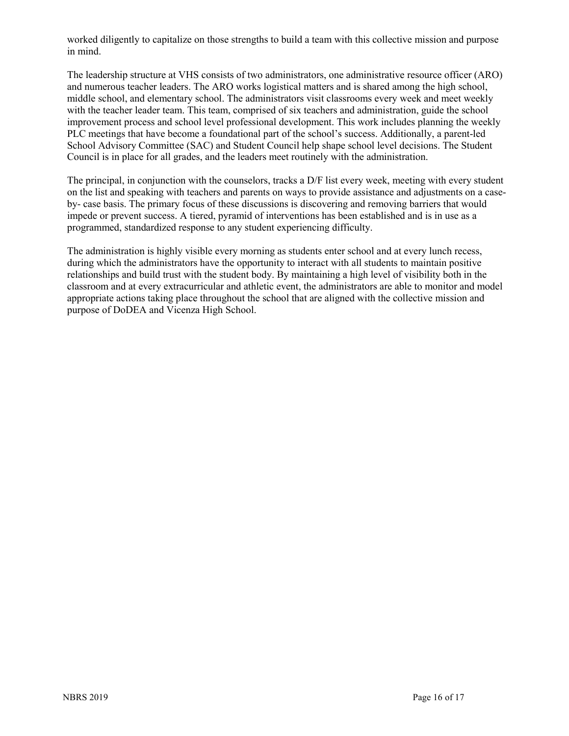worked diligently to capitalize on those strengths to build a team with this collective mission and purpose in mind.

The leadership structure at VHS consists of two administrators, one administrative resource officer (ARO) and numerous teacher leaders. The ARO works logistical matters and is shared among the high school, middle school, and elementary school. The administrators visit classrooms every week and meet weekly with the teacher leader team. This team, comprised of six teachers and administration, guide the school improvement process and school level professional development. This work includes planning the weekly PLC meetings that have become a foundational part of the school's success. Additionally, a parent-led School Advisory Committee (SAC) and Student Council help shape school level decisions. The Student Council is in place for all grades, and the leaders meet routinely with the administration.

The principal, in conjunction with the counselors, tracks a D/F list every week, meeting with every student on the list and speaking with teachers and parents on ways to provide assistance and adjustments on a case-by- case basis. The primary focus of these discussions is discovering and removing barriers that would impede or prevent success. A tiered, pyramid of interventions has been established and is in use as a programmed, standardized response to any student experiencing difficulty.

The administration is highly visible every morning as students enter school and at every lunch recess, during which the administrators have the opportunity to interact with all students to maintain positive relationships and build trust with the student body. By maintaining a high level of visibility both in the classroom and at every extracurricular and athletic event, the administrators are able to monitor and model appropriate actions taking place throughout the school that are aligned with the collective mission and purpose of DoDEA and Vicenza High School.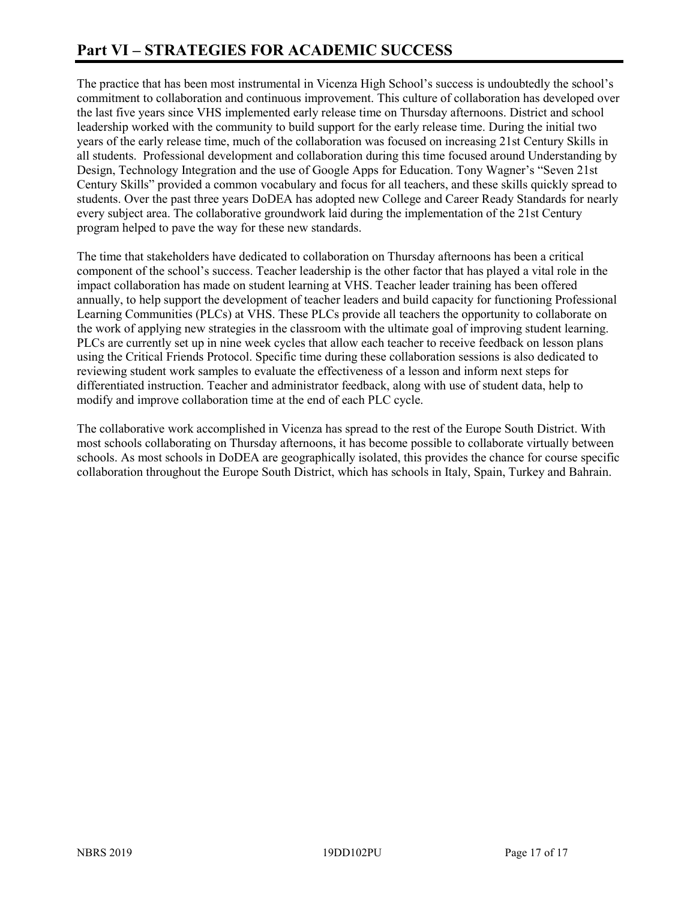# Part VI – STRATEGIES FOR ACADEMIC SUCCESS

The practice that has been most instrumental in Vicenza High School's success is undoubtedly the school's commitment to collaboration and continuous improvement. This culture of collaboration has developed over the last five years since VHS implemented early release time on Thursday afternoons. District and school leadership worked with the community to build support for the early release time. During the initial two years of the early release time, much of the collaboration was focused on increasing 21st Century Skills in all students. Professional development and collaboration during this time focused around Understanding by Design, Technology Integration and the use of Google Apps for Education. Tony Wagner's "Seven 21st Century Skills" provided a common vocabulary and focus for all teachers, and these skills quickly spread to students. Over the past three years DoDEA has adopted new College and Career Ready Standards for nearly every subject area. The collaborative groundwork laid during the implementation of the 21st Century program helped to pave the way for these new standards.

The time that stakeholders have dedicated to collaboration on Thursday afternoons has been a critical component of the school's success. Teacher leadership is the other factor that has played a vital role in the impact collaboration has made on student learning at VHS. Teacher leader training has been offered annually, to help support the development of teacher leaders and build capacity for functioning Professional Learning Communities (PLCs) at VHS. These PLCs provide all teachers the opportunity to collaborate on the work of applying new strategies in the classroom with the ultimate goal of improving student learning. PLCs are currently set up in nine week cycles that allow each teacher to receive feedback on lesson plans using the Critical Friends Protocol. Specific time during these collaboration sessions is also dedicated to reviewing student work samples to evaluate the effectiveness of a lesson and inform next steps for differentiated instruction. Teacher and administrator feedback, along with use of student data, help to modify and improve collaboration time at the end of each PLC cycle.

The collaborative work accomplished in Vicenza has spread to the rest of the Europe South District. With most schools collaborating on Thursday afternoons, it has become possible to collaborate virtually between schools. As most schools in DoDEA are geographically isolated, this provides the chance for course specific collaboration throughout the Europe South District, which has schools in Italy, Spain, Turkey and Bahrain.